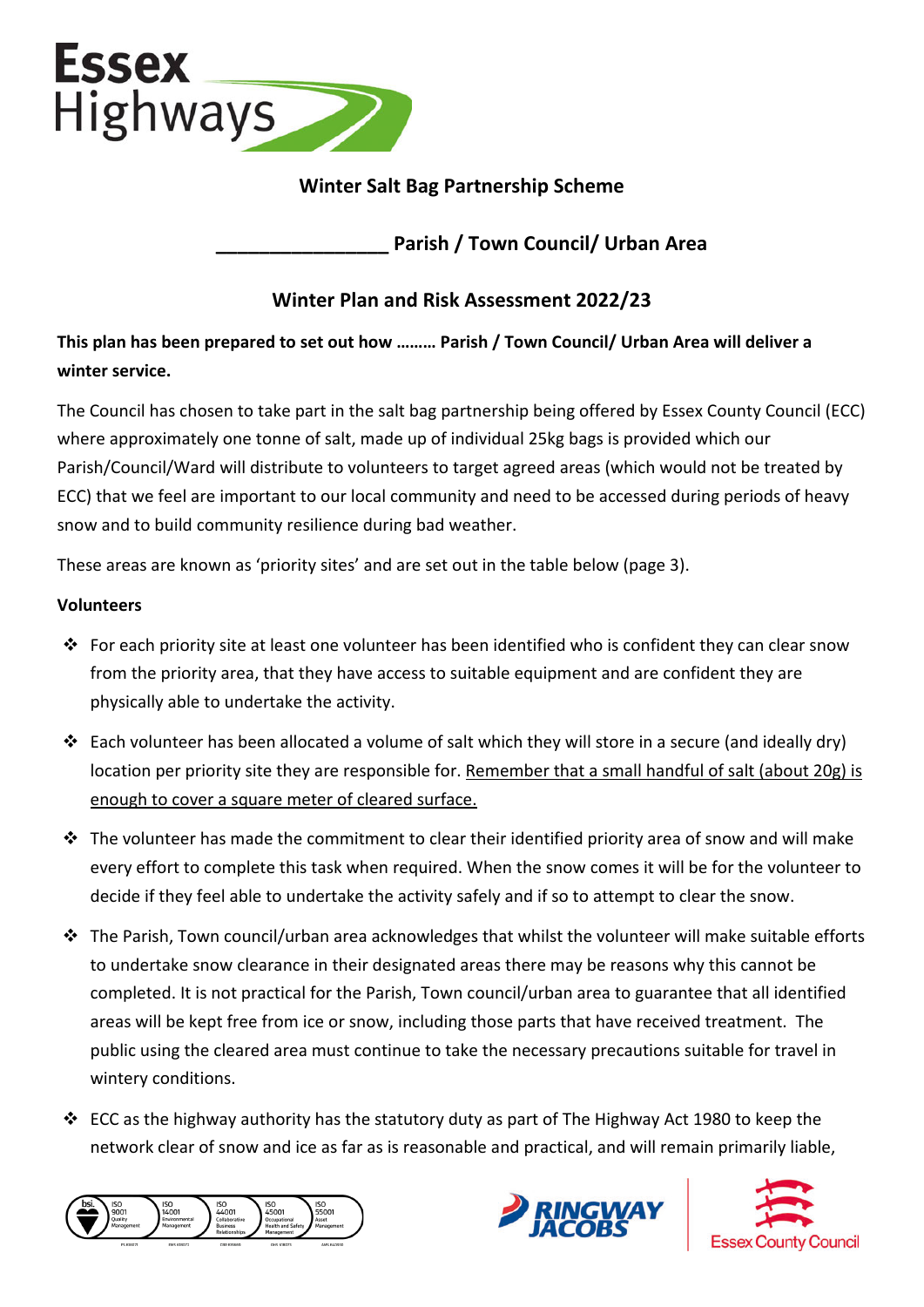# Winter Salt Bag Partnership Scheme

## ________________ Parish / Town Council/ Urban Area

## Winter Plan and Risk Assessment 2022/23

**This plan has been prepared to set out how ……… Parish / Town Council/ Urban Area will deliver a winter service.**

The Council has chosen to take part in the salt bag partnership being offered by Essex County Council (ECC) where approximately one tonne of salt, made up of individual 25kg bags is provided which our Parish/Council/Ward will distribute to volunteers to target agreed areas (which would not be treated by ECC) that we feel are important to our local community and need to be accessed during periods of heavy snow and to build community resilience during bad weather.

These areas are known as 'priority sites' and are set out in the table below (page 3).

**Volunteers**

- For each priority site at least one volunteer has been identified who is confident they can clear snow from the priority area, that they have access to suitable equipment and are confident they are physically able to undertake the activity.
- Each volunteer has been allocated a volume of salt which they will store in a secure (and ideally dry) location per priority site they are responsible for. Remember that a small handful of salt (about 20g) is enough to cover a square meter of cleared surface.
- The volunteer has made the commitment to clear their identified priority area of snow and will make every effort to complete this task when required. When the snow comes it will be for the volunteer to decide if they feel able to undertake the activity safely and if so to attempt to clear the snow.
- The Parish, Town council/urban area acknowledges that whilst the volunteer will make suitable efforts to undertake snow clearance in their designated areas there may be reasons why this cannot be completed. It is not practical for the Parish, Town council/urban area to guarantee that all identified areas will be kept free from ice or snow, including those parts that have received treatment. The public using the cleared area must continue to take the necessary precautions suitable for travel in wintery conditions.
- ECC as the highway authority has the statutory duty as part of The Highway Act 1980 to keep the network clear of snow and ice as far as is reasonable and practical, and will remain primarily liable,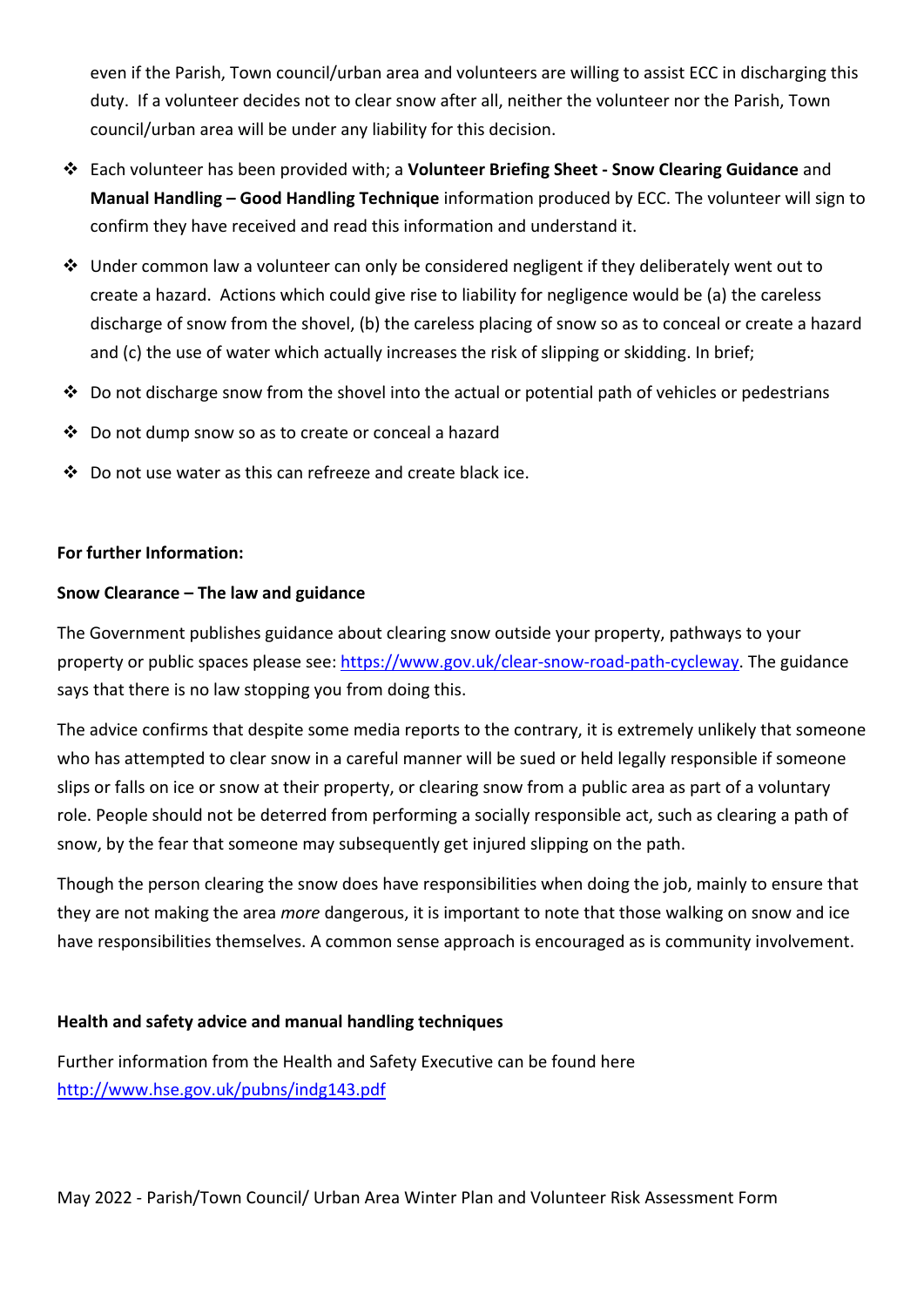even if the Parish, Town council/urban area and volunteers are willing to assist ECC in discharging this duty. If a volunteer decides not to clear snow after all, neither the volunteer nor the Parish, Town council/urban area will be under any liability for this decision.

- Each volunteer has been provided with; a **Volunteer Briefing Sheet - Snow Clearing Guidance** and **Manual Handling – Good Handling Technique** information produced by ECC. The volunteer will sign to confirm they have received and read this information and understand it.
- Under common law a volunteer can only be considered negligent if they deliberately went out to create a hazard. Actions which could give rise to liability for negligence would be (a) the careless discharge of snow from the shovel, (b) the careless placing of snow so as to conceal or create a hazard and (c) the use of water which actually increases the risk of slipping or skidding. In brief;
- Do not discharge snow from the shovel into the actual or potential path of vehicles or pedestrians
- Do not dump snow so as to create or conceal a hazard
- Do not use water as this can refreeze and create black ice.

**For further Information:**

**Snow Clearance – The law and guidance**

The Government publishes guidance about clearing snow outside your property, pathways to your property or public spaces please see: https://www.gov.uk/clear-snow-road-path-cycleway. The guidance says that there is no law stopping you from doing this.

The advice confirms that despite some media reports to the contrary, it is extremely unlikely that someone who has attempted to clear snow in a careful manner will be sued or held legally responsible if someone slips or falls on ice or snow at their property, or clearing snow from a public area as part of a voluntary role. People should not be deterred from performing a socially responsible act, such as clearing a path of snow, by the fear that someone may subsequently get injured slipping on the path.

Though the person clearing the snow does have responsibilities when doing the job, mainly to ensure that they are not making the area *more* dangerous, it is important to note that those walking on snow and ice have responsibilities themselves. A common sense approach is encouraged as is community involvement.

**Health and safety advice and manual handling techniques**

Further information from the Health and Safety Executive can be found here http://www.hse.gov.uk/pubns/indg143.pdf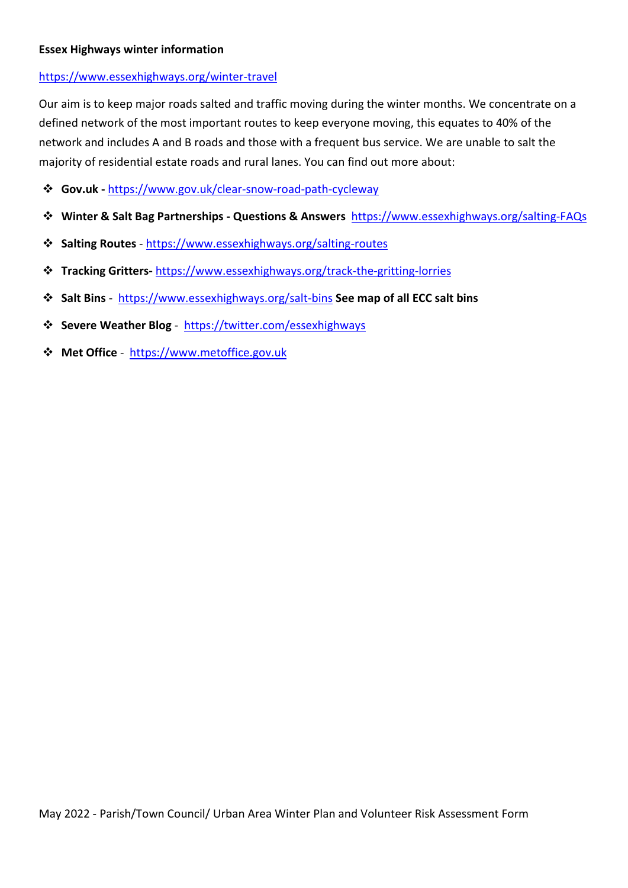**Essex Highways winter information**

https://www.essexhighways.org/winter-travel

Our aim is to keep major roads salted and traffic moving during the winter months. We concentrate on a defined network of the most important routes to keep everyone moving, this equates to 40% of the network and includes A and B roads and those with a frequent bus service. We are unable to salt the majority of residential estate roads and rural lanes. You can find out more about:

- **Gov.uk -** https://www.gov.uk/clear-snow-road-path-cycleway
- **Winter & Salt Bag Partnerships - Questions & Answers** https://www.essexhighways.org/salting-FAQs
- **Salting Routes** - https://www.essexhighways.org/salting-routes
- **Tracking Gritters-** https://www.essexhighways.org/track-the-gritting-lorries
- **Salt Bins** - https://www.essexhighways.org/salt-bins **See map of all ECC salt bins**
- **Severe Weather Blog** - https://twitter.com/essexhighways
- **Met Office** - https://www.metoffice.gov.uk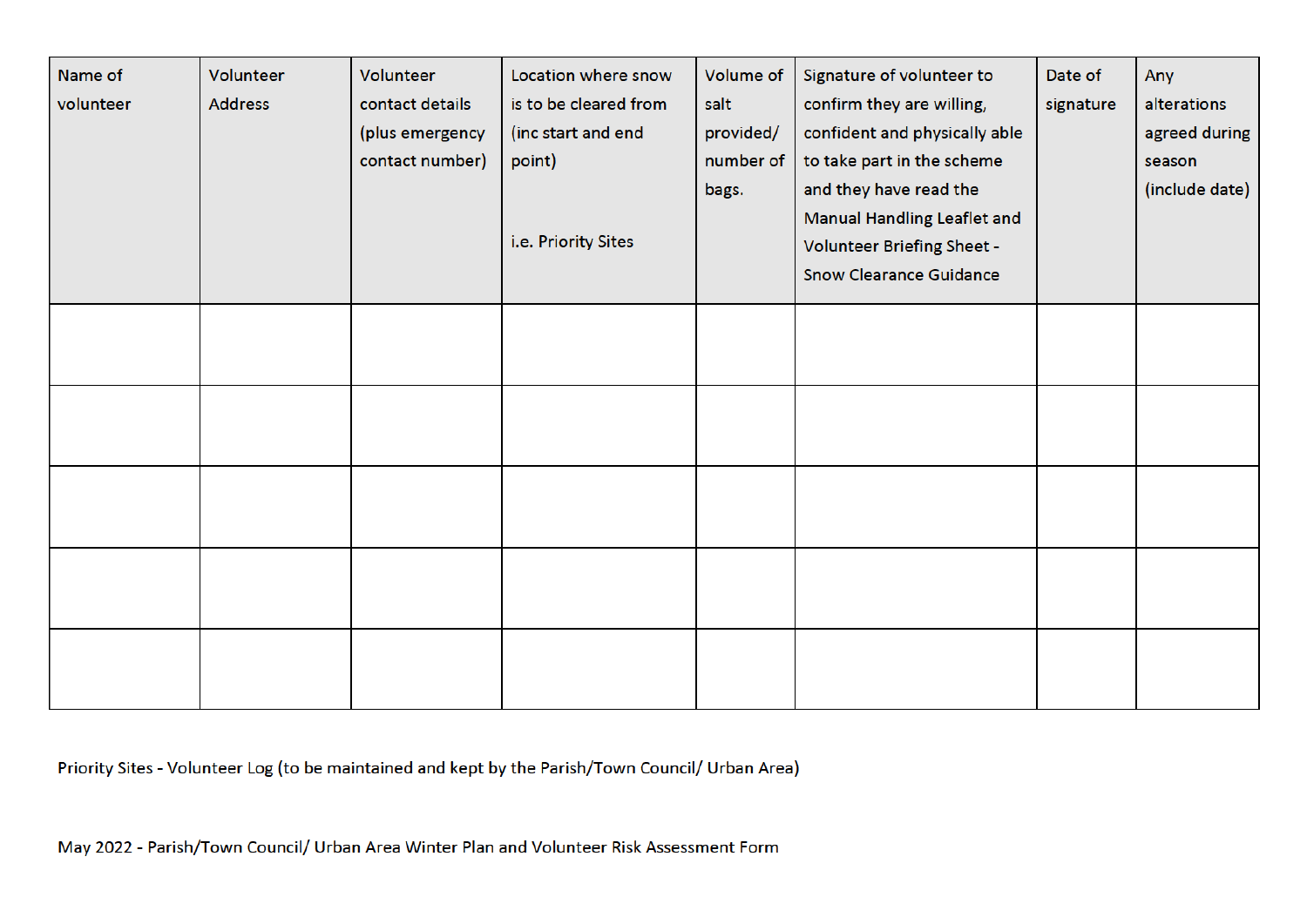| Name of volunteer | Volunteer Address | Volunteer contact details (plus emergency contact number) | Location where snow is to be cleared from (inc start and end point)<br><br>i.e. Priority Sites | Volume of salt provided/ number of bags. | Signature of volunteer to confirm they are willing, confident and physically able to take part in the scheme and they have read the Manual Handling Leaflet and Volunteer Briefing Sheet - Snow Clearance Guidance | Date of signature | Any alterations agreed during season (include date) |
|---|---|---|---|---|---|---|---|
| | | | | | | | |
| | | | | | | | |
| | | | | | | | |
| | | | | | | | |
| | | | | | | | |

Priority Sites - Volunteer Log (to be maintained and kept by the Parish/Town Council/ Urban Area)

May 2022 - Parish/Town Council/ Urban Area Winter Plan and Volunteer Risk Assessment Form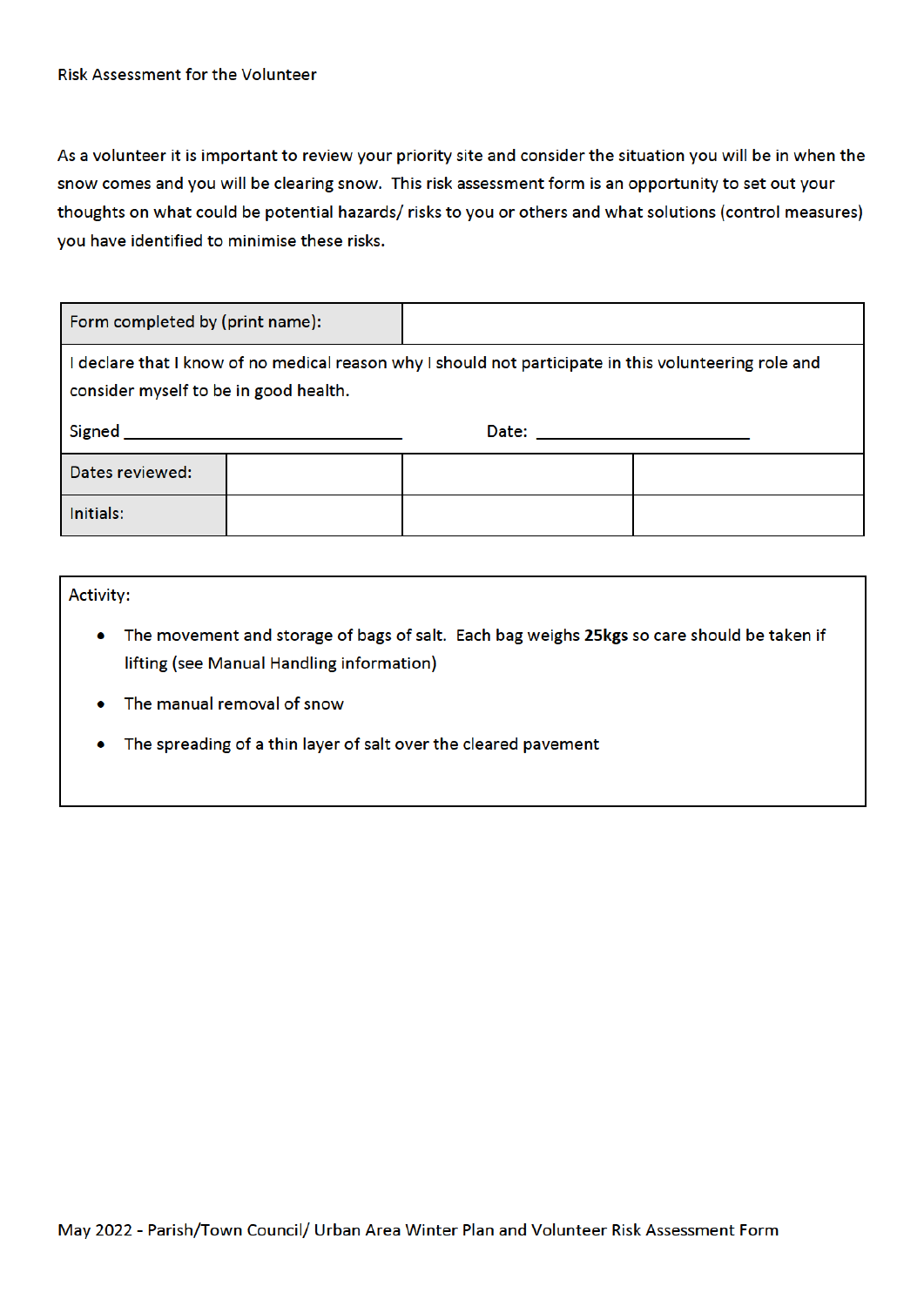Risk Assessment for the Volunteer

As a volunteer it is important to review your priority site and consider the situation you will be in when the snow comes and you will be clearing snow. This risk assessment form is an opportunity to set out your thoughts on what could be potential hazards/ risks to you or others and what solutions (control measures) you have identified to minimise these risks.

| Form completed by (print name): | | | |
|---|---|---|---|
| I declare that I know of no medical reason why I should not participate in this volunteering role and consider myself to be in good health.<br><br>Signed ______________________ Date: ______________________ | | | |
| Dates reviewed: | | | |
| Initials: | | | |

Activity:

- The movement and storage of bags of salt. Each bag weighs **25kgs** so care should be taken if lifting (see Manual Handling information)
- The manual removal of snow
- The spreading of a thin layer of salt over the cleared pavement

May 2022 - Parish/Town Council/ Urban Area Winter Plan and Volunteer Risk Assessment Form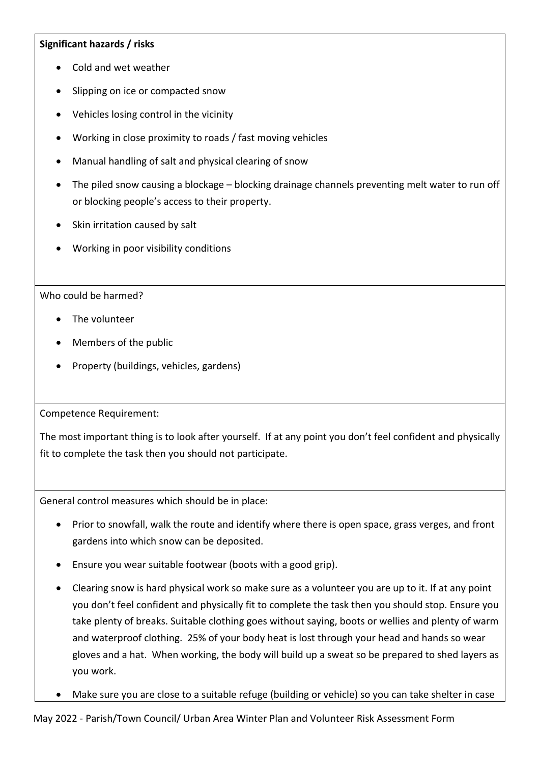**Significant hazards / risks**

- Cold and wet weather
- Slipping on ice or compacted snow
- Vehicles losing control in the vicinity
- Working in close proximity to roads / fast moving vehicles
- Manual handling of salt and physical clearing of snow
- The piled snow causing a blockage – blocking drainage channels preventing melt water to run off or blocking people's access to their property.
- Skin irritation caused by salt
- Working in poor visibility conditions

Who could be harmed?

- The volunteer
- Members of the public
- Property (buildings, vehicles, gardens)

Competence Requirement:

The most important thing is to look after yourself. If at any point you don't feel confident and physically fit to complete the task then you should not participate.

General control measures which should be in place:

- Prior to snowfall, walk the route and identify where there is open space, grass verges, and front gardens into which snow can be deposited.
- Ensure you wear suitable footwear (boots with a good grip).
- Clearing snow is hard physical work so make sure as a volunteer you are up to it. If at any point you don't feel confident and physically fit to complete the task then you should stop. Ensure you take plenty of breaks. Suitable clothing goes without saying, boots or wellies and plenty of warm and waterproof clothing. 25% of your body heat is lost through your head and hands so wear gloves and a hat. When working, the body will build up a sweat so be prepared to shed layers as you work.
- Make sure you are close to a suitable refuge (building or vehicle) so you can take shelter in case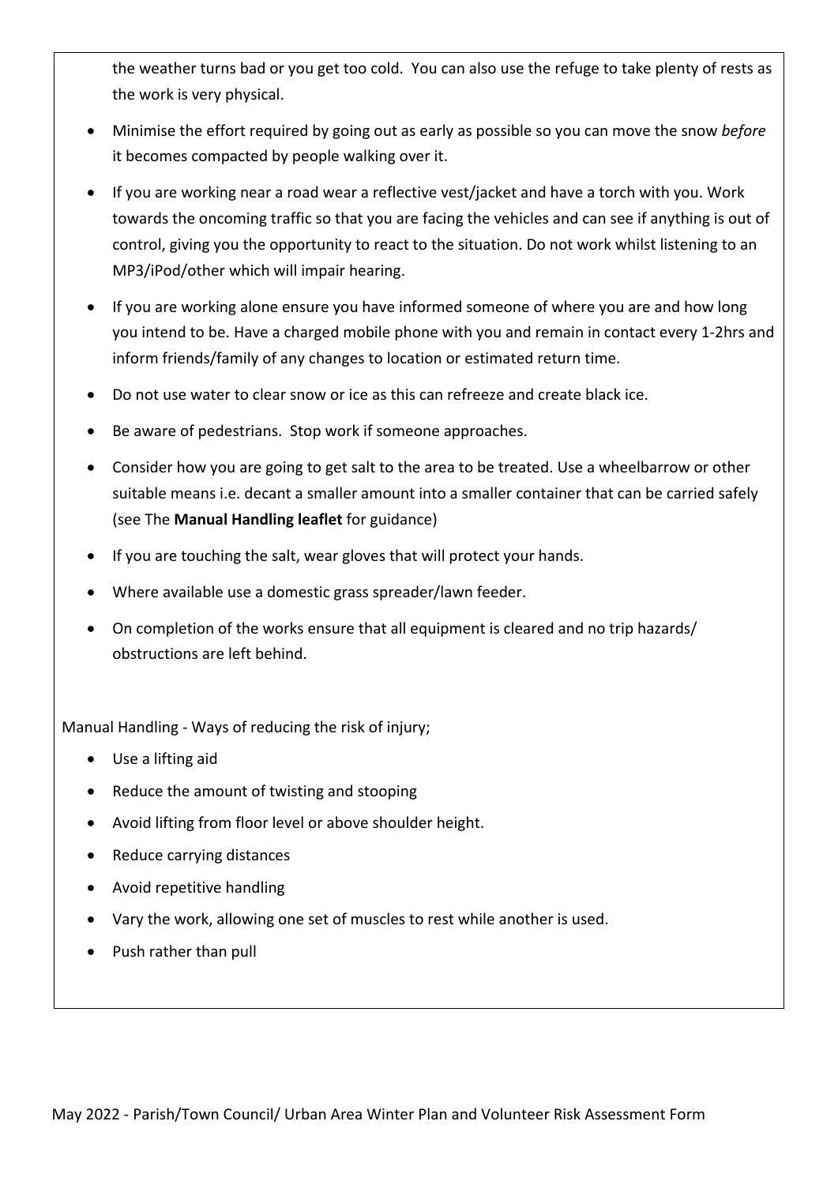the weather turns bad or you get too cold. You can also use the refuge to take plenty of rests as the work is very physical.

- Minimise the effort required by going out as early as possible so you can move the snow *before* it becomes compacted by people walking over it.
- If you are working near a road wear a reflective vest/jacket and have a torch with you. Work towards the oncoming traffic so that you are facing the vehicles and can see if anything is out of control, giving you the opportunity to react to the situation. Do not work whilst listening to an MP3/iPod/other which will impair hearing.
- If you are working alone ensure you have informed someone of where you are and how long you intend to be. Have a charged mobile phone with you and remain in contact every 1-2hrs and inform friends/family of any changes to location or estimated return time.
- Do not use water to clear snow or ice as this can refreeze and create black ice.
- Be aware of pedestrians. Stop work if someone approaches.
- Consider how you are going to get salt to the area to be treated. Use a wheelbarrow or other suitable means i.e. decant a smaller amount into a smaller container that can be carried safely (see The **Manual Handling leaflet** for guidance)
- If you are touching the salt, wear gloves that will protect your hands.
- Where available use a domestic grass spreader/lawn feeder.
- On completion of the works ensure that all equipment is cleared and no trip hazards/ obstructions are left behind.

Manual Handling - Ways of reducing the risk of injury;

- Use a lifting aid
- Reduce the amount of twisting and stooping
- Avoid lifting from floor level or above shoulder height.
- Reduce carrying distances
- Avoid repetitive handling
- Vary the work, allowing one set of muscles to rest while another is used.
- Push rather than pull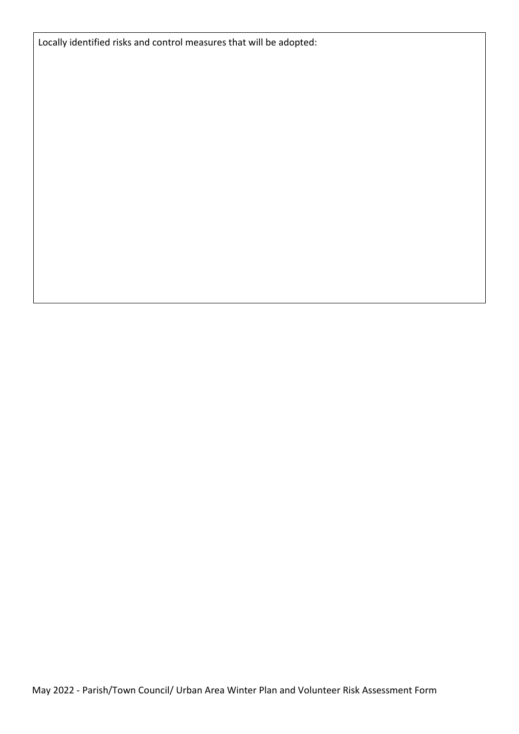Locally identified risks and control measures that will be adopted: